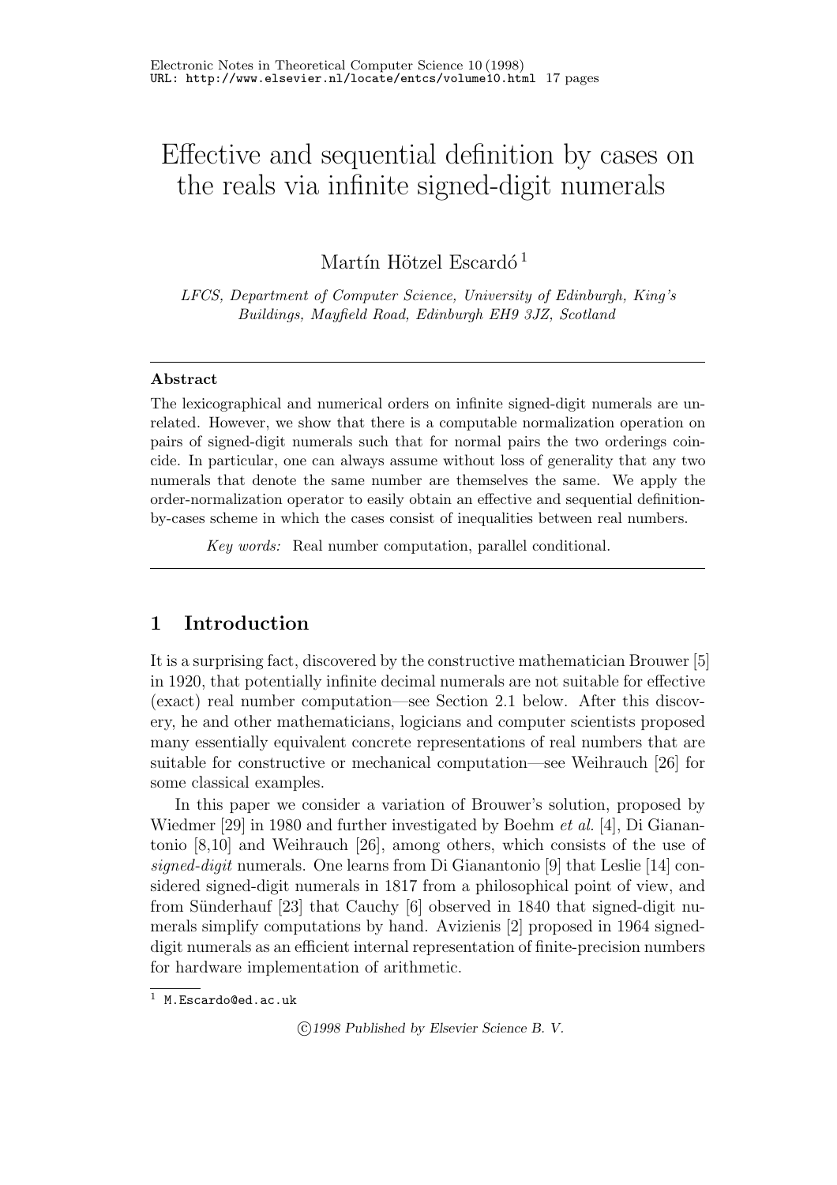# Effective and sequential definition by cases on the reals via infinite signed-digit numerals

Martín Hötzel Escardó [1]

*LFCS, Department of Computer Science, University of Edinburgh, King's Buildings, Mayfield Road, Edinburgh EH9 3JZ, Scotland*

## Abstract

The lexicographical and numerical orders on infinite signed-digit numerals are unrelated. However, we show that there is a computable normalization operation on pairs of signed-digit numerals such that for normal pairs the two orderings coincide. In particular, one can always assume without loss of generality that any two numerals that denote the same number are themselves the same. We apply the order-normalization operator to easily obtain an effective and sequential definition-by-cases scheme in which the cases consist of inequalities between real numbers.

*Key words:* Real number computation, parallel conditional.

## 1 Introduction

It is a surprising fact, discovered by the constructive mathematician Brouwer [5] in 1920, that potentially infinite decimal numerals are not suitable for effective (exact) real number computation—see Section 2.1 below. After this discovery, he and other mathematicians, logicians and computer scientists proposed many essentially equivalent concrete representations of real numbers that are suitable for constructive or mechanical computation—see Weihrauch [26] for some classical examples.

In this paper we consider a variation of Brouwer's solution, proposed by Wiedmer [29] in 1980 and further investigated by Boehm *et al.* [4], Di Gianantonio [8,10] and Weihrauch [26], among others, which consists of the use of *signed-digit* numerals. One learns from Di Gianantonio [9] that Leslie [14] considered signed-digit numerals in 1817 from a philosophical point of view, and from Sünderhauf [23] that Cauchy [6] observed in 1840 that signed-digit numerals simplify computations by hand. Avizienis [2] proposed in 1964 signed-digit numerals as an efficient internal representation of finite-precision numbers for hardware implementation of arithmetic.

[1] M.Escardo@ed.ac.uk

©1998 Published by Elsevier Science B. V.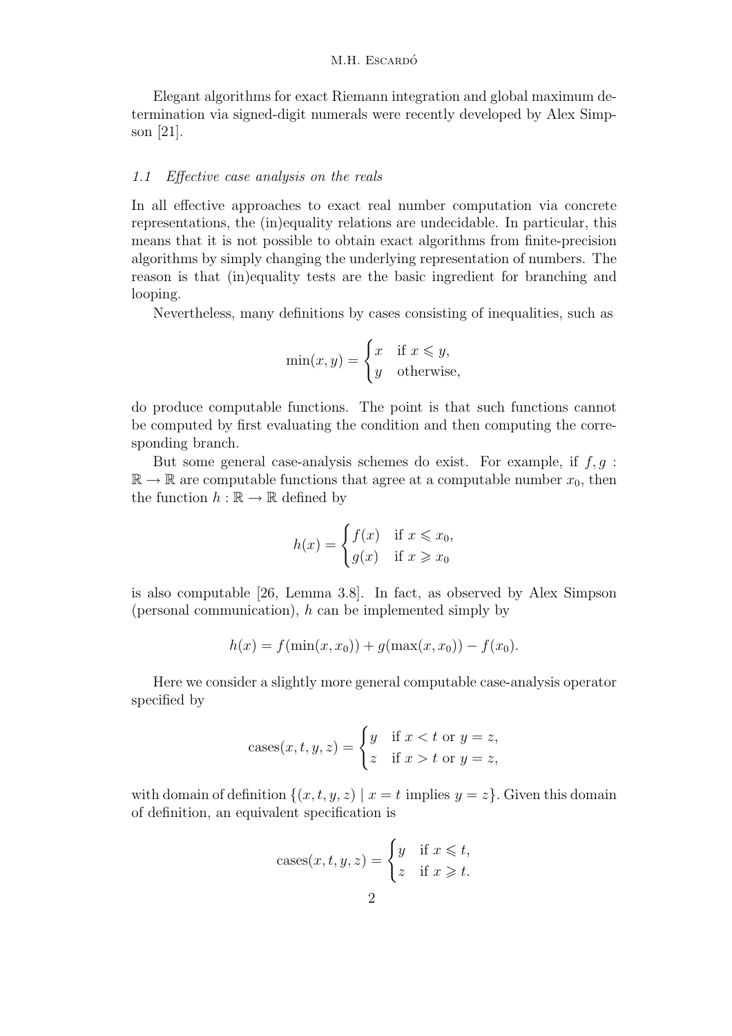Elegant algorithms for exact Riemann integration and global maximum determination via signed-digit numerals were recently developed by Alex Simpson [21].

### 1.1 Effective case analysis on the reals

In all effective approaches to exact real number computation via concrete representations, the (in)equality relations are undecidable. In particular, this means that it is not possible to obtain exact algorithms from finite-precision algorithms by simply changing the underlying representation of numbers. The reason is that (in)equality tests are the basic ingredient for branching and looping.

Nevertheless, many definitions by cases consisting of inequalities, such as

$$\min(x, y) = \begin{cases} x & \text{if } x \leqslant y, \\ y & \text{otherwise,} \end{cases}$$

do produce computable functions. The point is that such functions cannot be computed by first evaluating the condition and then computing the corresponding branch.

But some general case-analysis schemes do exist. For example, if $f, g : \mathbb{R} \to \mathbb{R}$ are computable functions that agree at a computable number $x_0$, then the function $h : \mathbb{R} \to \mathbb{R}$ defined by

$$h(x) = \begin{cases} f(x) & \text{if } x \leqslant x_0, \\ g(x) & \text{if } x \geqslant x_0 \end{cases}$$

is also computable [26, Lemma 3.8]. In fact, as observed by Alex Simpson (personal communication), $h$ can be implemented simply by

$$h(x) = f(\min(x, x_0)) + g(\max(x, x_0)) - f(x_0).$$

Here we consider a slightly more general computable case-analysis operator specified by

$$\text{cases}(x, t, y, z) = \begin{cases} y & \text{if } x < t \text{ or } y = z, \\ z & \text{if } x > t \text{ or } y = z, \end{cases}$$

with domain of definition $\{(x, t, y, z) \mid x = t \text{ implies } y = z\}$. Given this domain of definition, an equivalent specification is

$$\text{cases}(x, t, y, z) = \begin{cases} y & \text{if } x \leqslant t, \\ z & \text{if } x \geqslant t. \end{cases}$$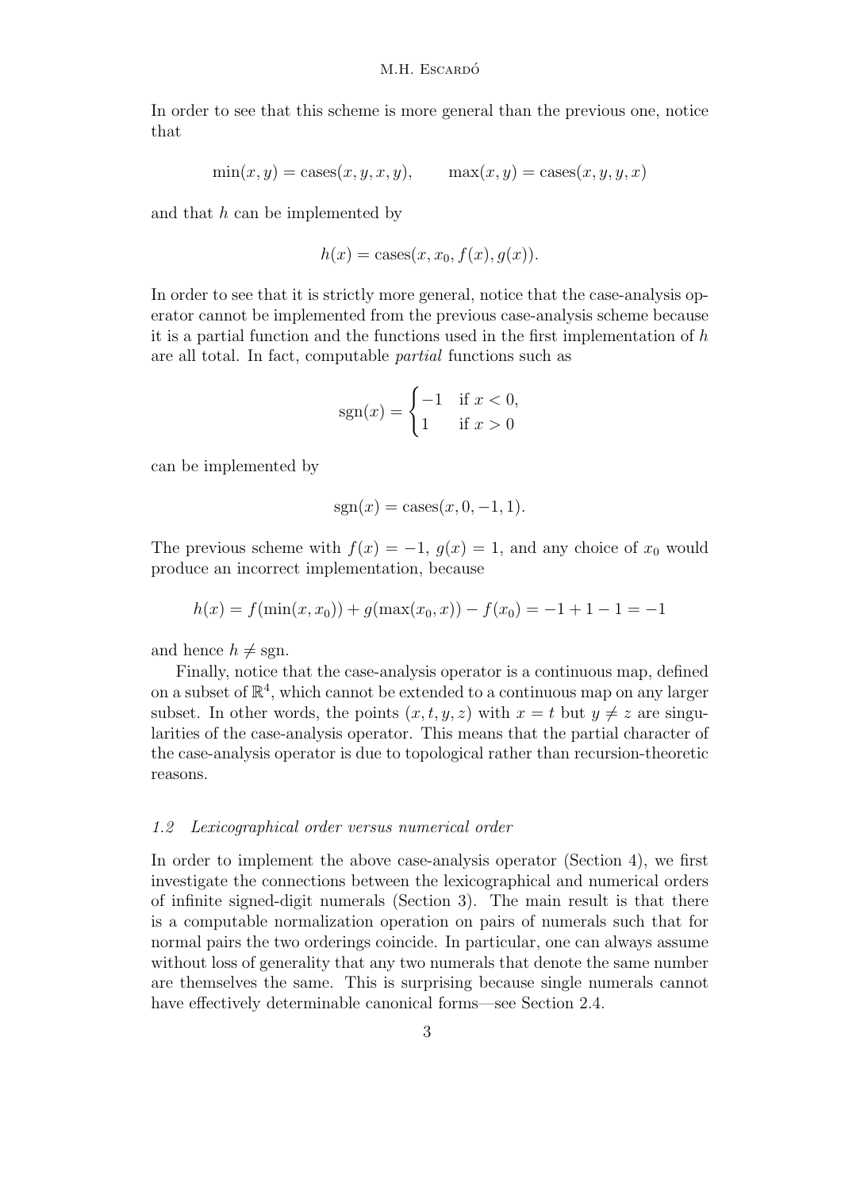In order to see that this scheme is more general than the previous one, notice that

$$\min(x, y) = \text{cases}(x, y, x, y), \qquad \max(x, y) = \text{cases}(x, y, y, x)$$

and that $h$ can be implemented by

$$h(x) = \text{cases}(x, x_0, f(x), g(x)).$$

In order to see that it is strictly more general, notice that the case-analysis operator cannot be implemented from the previous case-analysis scheme because it is a partial function and the functions used in the first implementation of $h$ are all total. In fact, computable *partial* functions such as

$$\text{sgn}(x) = \begin{cases} -1 & \text{if } x < 0, \\ 1 & \text{if } x > 0 \end{cases}$$

can be implemented by

$$\text{sgn}(x) = \text{cases}(x, 0, -1, 1).$$

The previous scheme with $f(x) = -1$, $g(x) = 1$, and any choice of $x_0$ would produce an incorrect implementation, because

$$h(x) = f(\min(x, x_0)) + g(\max(x_0, x)) - f(x_0) = -1 + 1 - 1 = -1$$

and hence $h \neq \text{sgn}$.

Finally, notice that the case-analysis operator is a continuous map, defined on a subset of $\mathbb{R}^4$, which cannot be extended to a continuous map on any larger subset. In other words, the points $(x, t, y, z)$ with $x = t$ but $y \neq z$ are singularities of the case-analysis operator. This means that the partial character of the case-analysis operator is due to topological rather than recursion-theoretic reasons.

### *1.2 Lexicographical order versus numerical order*

In order to implement the above case-analysis operator (Section 4), we first investigate the connections between the lexicographical and numerical orders of infinite signed-digit numerals (Section 3). The main result is that there is a computable normalization operation on pairs of numerals such that for normal pairs the two orderings coincide. In particular, one can always assume without loss of generality that any two numerals that denote the same number are themselves the same. This is surprising because single numerals cannot have effectively determinable canonical forms—see Section 2.4.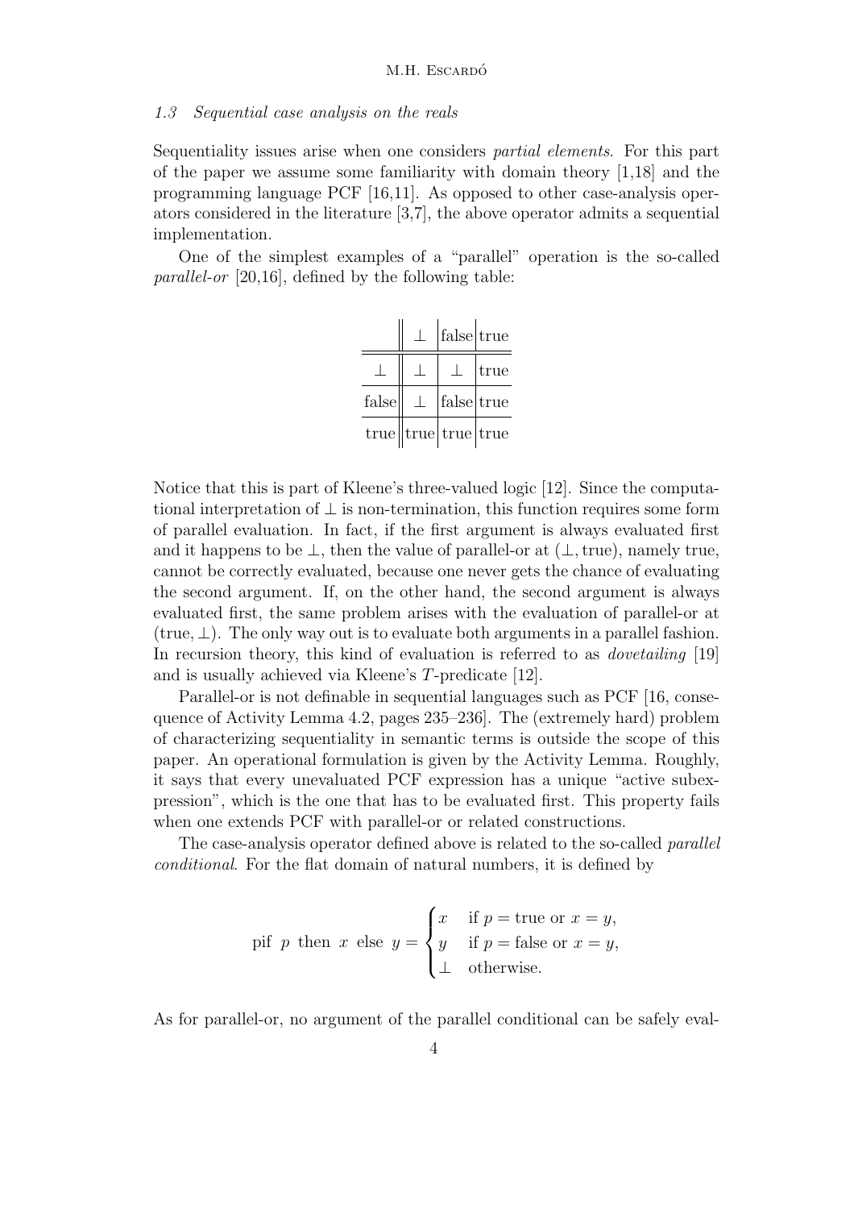### 1.3 Sequential case analysis on the reals

Sequentiality issues arise when one considers *partial elements*. For this part of the paper we assume some familiarity with domain theory [1,18] and the programming language PCF [16,11]. As opposed to other case-analysis operators considered in the literature [3,7], the above operator admits a sequential implementation.

One of the simplest examples of a "parallel" operation is the so-called *parallel-or* [20,16], defined by the following table:

| | $\bot$ | false | true |
|---|---|---|---|
| $\bot$ | $\bot$ | $\bot$ | true |
| false | $\bot$ | false | true |
| true | true | true | true |

Notice that this is part of Kleene's three-valued logic [12]. Since the computational interpretation of $\bot$ is non-termination, this function requires some form of parallel evaluation. In fact, if the first argument is always evaluated first and it happens to be $\bot$, then the value of parallel-or at $(\bot, \text{true})$, namely true, cannot be correctly evaluated, because one never gets the chance of evaluating the second argument. If, on the other hand, the second argument is always evaluated first, the same problem arises with the evaluation of parallel-or at $(\text{true}, \bot)$. The only way out is to evaluate both arguments in a parallel fashion. In recursion theory, this kind of evaluation is referred to as *dovetailing* [19] and is usually achieved via Kleene's $T$-predicate [12].

Parallel-or is not definable in sequential languages such as PCF [16, consequence of Activity Lemma 4.2, pages 235–236]. The (extremely hard) problem of characterizing sequentiality in semantic terms is outside the scope of this paper. An operational formulation is given by the Activity Lemma. Roughly, it says that every unevaluated PCF expression has a unique "active subexpression", which is the one that has to be evaluated first. This property fails when one extends PCF with parallel-or or related constructions.

The case-analysis operator defined above is related to the so-called *parallel conditional*. For the flat domain of natural numbers, it is defined by

$$\text{pif } p \text{ then } x \text{ else } y = \begin{cases} x & \text{if } p = \text{true or } x = y, \\ y & \text{if } p = \text{false or } x = y, \\ \bot & \text{otherwise.} \end{cases}$$

As for parallel-or, no argument of the parallel conditional can be safely eval-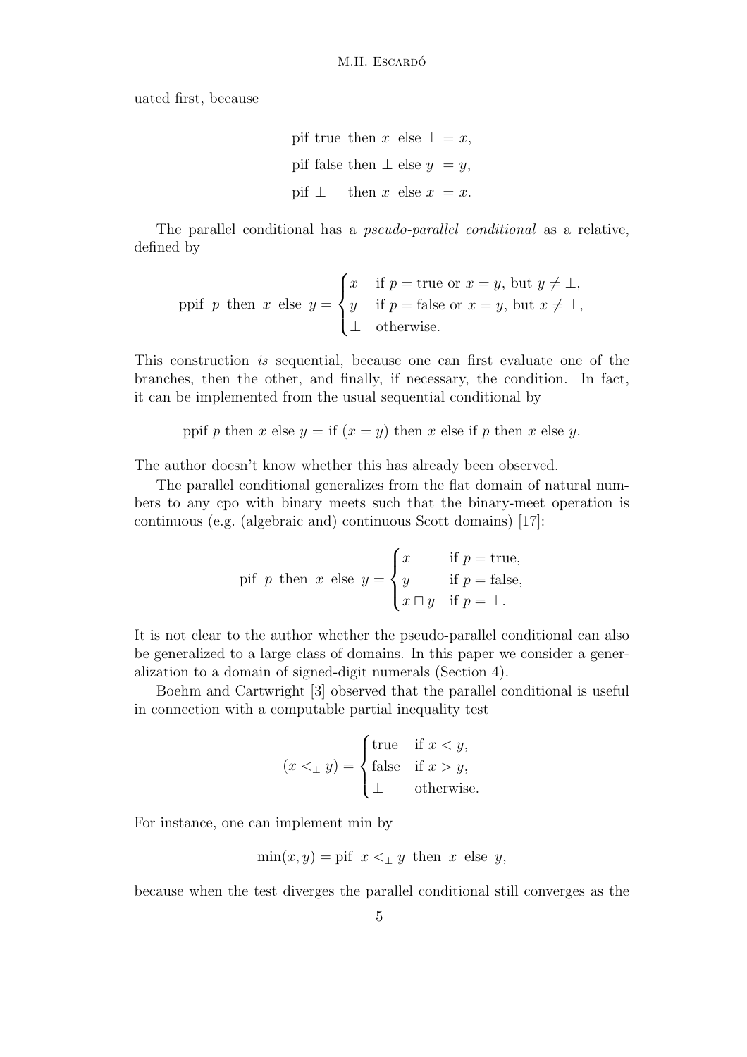uated first, because

$$
\begin{aligned}
&\text{pif true then } x \text{ else } \bot = x,\\
&\text{pif false then } \bot \text{ else } y = y,\\
&\text{pif } \bot \quad \text{then } x \text{ else } x = x.
\end{aligned}
$$

The parallel conditional has a *pseudo-parallel conditional* as a relative, defined by

$$
\text{ppif } p \text{ then } x \text{ else } y = \begin{cases} x & \text{if } p = \text{true or } x = y, \text{ but } y \neq \bot, \\ y & \text{if } p = \text{false or } x = y, \text{ but } x \neq \bot, \\ \bot & \text{otherwise.} \end{cases}
$$

This construction *is* sequential, because one can first evaluate one of the branches, then the other, and finally, if necessary, the condition. In fact, it can be implemented from the usual sequential conditional by

$$
\text{ppif } p \text{ then } x \text{ else } y = \text{if } (x = y) \text{ then } x \text{ else if } p \text{ then } x \text{ else } y.
$$

The author doesn't know whether this has already been observed.

The parallel conditional generalizes from the flat domain of natural numbers to any cpo with binary meets such that the binary-meet operation is continuous (e.g. (algebraic and) continuous Scott domains) [17]:

$$
\text{pif } p \text{ then } x \text{ else } y = \begin{cases} x & \text{if } p = \text{true}, \\ y & \text{if } p = \text{false}, \\ x \sqcap y & \text{if } p = \bot. \end{cases}
$$

It is not clear to the author whether the pseudo-parallel conditional can also be generalized to a large class of domains. In this paper we consider a generalization to a domain of signed-digit numerals (Section 4).

Boehm and Cartwright [3] observed that the parallel conditional is useful in connection with a computable partial inequality test

$$
(x <_\bot y) = \begin{cases} \text{true} & \text{if } x < y, \\ \text{false} & \text{if } x > y, \\ \bot & \text{otherwise.} \end{cases}
$$

For instance, one can implement min by

$$
\min(x, y) = \text{pif } x <_\bot y \text{ then } x \text{ else } y,
$$

because when the test diverges the parallel conditional still converges as the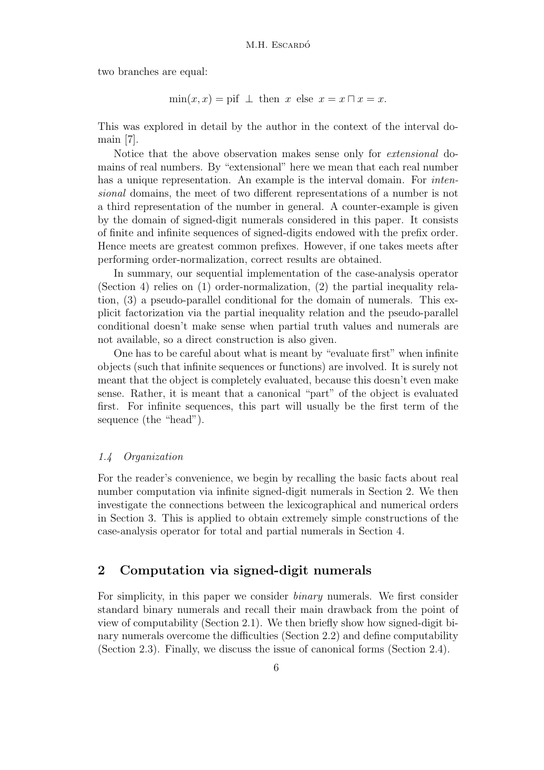two branches are equal:

$$\min(x, x) = \text{pif } \perp \text{ then } x \text{ else } x = x \sqcap x = x.$$

This was explored in detail by the author in the context of the interval domain [7].

Notice that the above observation makes sense only for *extensional* domains of real numbers. By "extensional" here we mean that each real number has a unique representation. An example is the interval domain. For *intensional* domains, the meet of two different representations of a number is not a third representation of the number in general. A counter-example is given by the domain of signed-digit numerals considered in this paper. It consists of finite and infinite sequences of signed-digits endowed with the prefix order. Hence meets are greatest common prefixes. However, if one takes meets after performing order-normalization, correct results are obtained.

In summary, our sequential implementation of the case-analysis operator (Section 4) relies on (1) order-normalization, (2) the partial inequality relation, (3) a pseudo-parallel conditional for the domain of numerals. This explicit factorization via the partial inequality relation and the pseudo-parallel conditional doesn't make sense when partial truth values and numerals are not available, so a direct construction is also given.

One has to be careful about what is meant by "evaluate first" when infinite objects (such that infinite sequences or functions) are involved. It is surely not meant that the object is completely evaluated, because this doesn't even make sense. Rather, it is meant that a canonical "part" of the object is evaluated first. For infinite sequences, this part will usually be the first term of the sequence (the "head").

### *1.4 Organization*

For the reader's convenience, we begin by recalling the basic facts about real number computation via infinite signed-digit numerals in Section 2. We then investigate the connections between the lexicographical and numerical orders in Section 3. This is applied to obtain extremely simple constructions of the case-analysis operator for total and partial numerals in Section 4.

## 2 Computation via signed-digit numerals

For simplicity, in this paper we consider *binary* numerals. We first consider standard binary numerals and recall their main drawback from the point of view of computability (Section 2.1). We then briefly show how signed-digit binary numerals overcome the difficulties (Section 2.2) and define computability (Section 2.3). Finally, we discuss the issue of canonical forms (Section 2.4).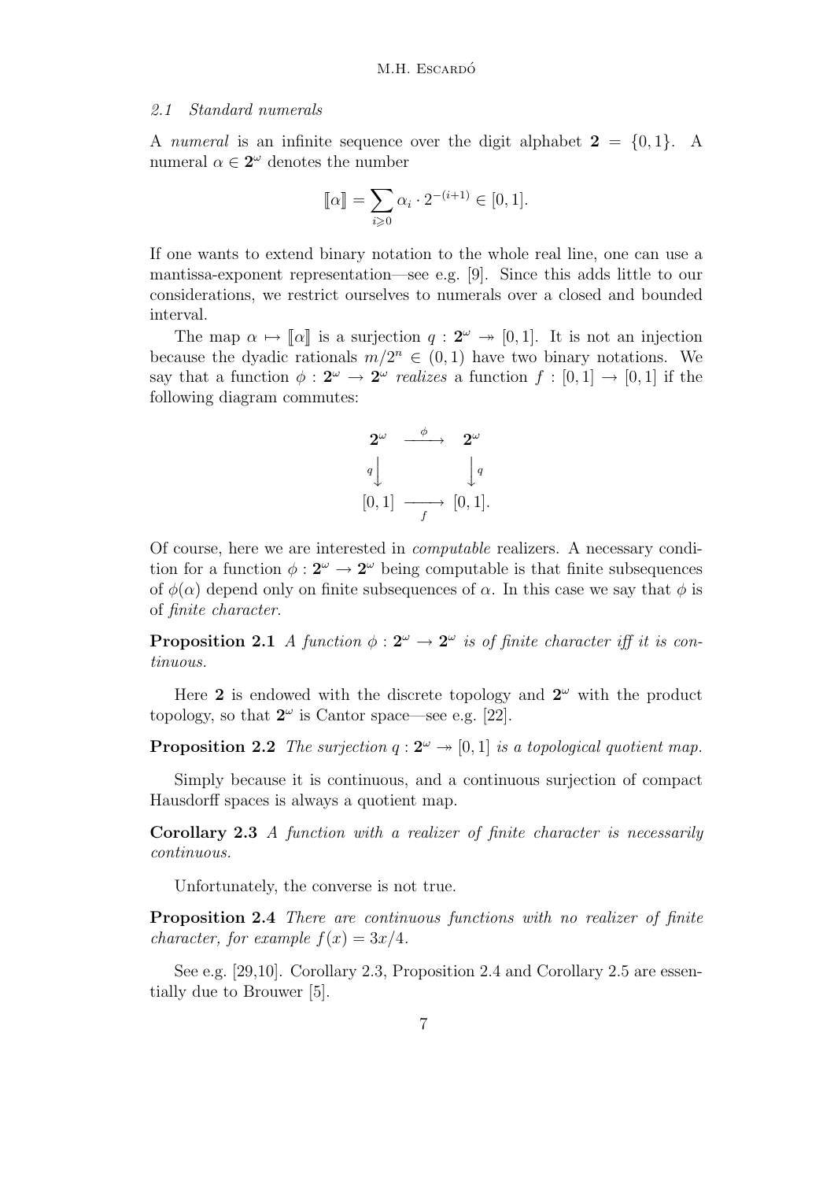### 2.1 Standard numerals

A *numeral* is an infinite sequence over the digit alphabet $\mathbf{2} = \{0, 1\}$. A numeral $\alpha \in \mathbf{2}^\omega$ denotes the number

$$[\![\alpha]\!] = \sum_{i \geqslant 0} \alpha_i \cdot 2^{-(i+1)} \in [0, 1].$$

If one wants to extend binary notation to the whole real line, one can use a mantissa-exponent representation—see e.g. [9]. Since this adds little to our considerations, we restrict ourselves to numerals over a closed and bounded interval.

The map $\alpha \mapsto [\![\alpha]\!]$ is a surjection $q : \mathbf{2}^\omega \twoheadrightarrow [0, 1]$. It is not an injection because the dyadic rationals $m/2^n \in (0, 1)$ have two binary notations. We say that a function $\phi : \mathbf{2}^\omega \to \mathbf{2}^\omega$ *realizes* a function $f : [0, 1] \to [0, 1]$ if the following diagram commutes:

$$\begin{array}{ccc} \mathbf{2}^\omega & \xrightarrow{\ \phi\ } & \mathbf{2}^\omega \\ {\scriptstyle q}\downarrow & & \downarrow{\scriptstyle q} \\ [0,1] & \xrightarrow[f]{} & [0,1]. \end{array}$$

Of course, here we are interested in *computable* realizers. A necessary condition for a function $\phi : \mathbf{2}^\omega \to \mathbf{2}^\omega$ being computable is that finite subsequences of $\phi(\alpha)$ depend only on finite subsequences of $\alpha$. In this case we say that $\phi$ is of *finite character*.

**Proposition 2.1** *A function $\phi : \mathbf{2}^\omega \to \mathbf{2}^\omega$ is of finite character iff it is continuous.*

Here $\mathbf{2}$ is endowed with the discrete topology and $\mathbf{2}^\omega$ with the product topology, so that $\mathbf{2}^\omega$ is Cantor space—see e.g. [22].

**Proposition 2.2** *The surjection $q : \mathbf{2}^\omega \twoheadrightarrow [0, 1]$ is a topological quotient map.*

Simply because it is continuous, and a continuous surjection of compact Hausdorff spaces is always a quotient map.

**Corollary 2.3** *A function with a realizer of finite character is necessarily continuous.*

Unfortunately, the converse is not true.

**Proposition 2.4** *There are continuous functions with no realizer of finite character, for example $f(x) = 3x/4$.*

See e.g. [29,10]. Corollary 2.3, Proposition 2.4 and Corollary 2.5 are essentially due to Brouwer [5].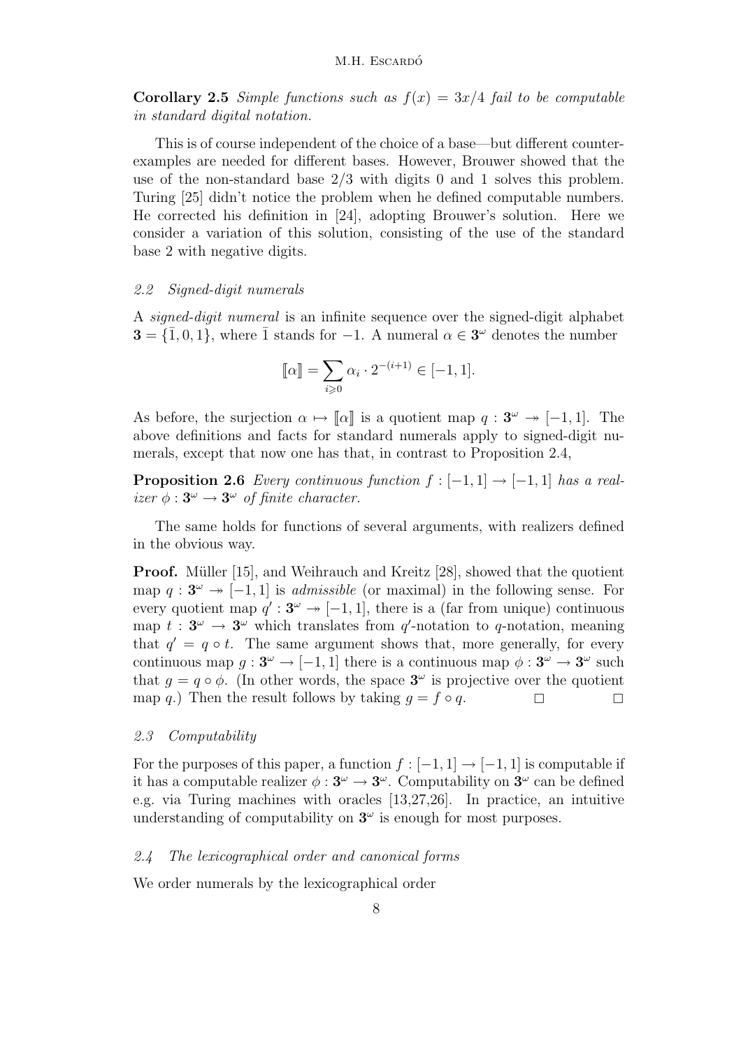**Corollary 2.5** *Simple functions such as $f(x) = 3x/4$ fail to be computable in standard digital notation.*

This is of course independent of the choice of a base—but different counter-examples are needed for different bases. However, Brouwer showed that the use of the non-standard base $2/3$ with digits 0 and 1 solves this problem. Turing [25] didn't notice the problem when he defined computable numbers. He corrected his definition in [24], adopting Brouwer's solution. Here we consider a variation of this solution, consisting of the use of the standard base 2 with negative digits.

### *2.2 Signed-digit numerals*

A *signed-digit numeral* is an infinite sequence over the signed-digit alphabet $\mathbf{3} = \{\bar{1}, 0, 1\}$, where $\bar{1}$ stands for $-1$. A numeral $\alpha \in \mathbf{3}^\omega$ denotes the number

$$[\![\alpha]\!] = \sum_{i \geqslant 0} \alpha_i \cdot 2^{-(i+1)} \in [-1, 1].$$

As before, the surjection $\alpha \mapsto [\![\alpha]\!]$ is a quotient map $q : \mathbf{3}^\omega \twoheadrightarrow [-1, 1]$. The above definitions and facts for standard numerals apply to signed-digit numerals, except that now one has that, in contrast to Proposition 2.4,

**Proposition 2.6** *Every continuous function $f : [-1, 1] \to [-1, 1]$ has a realizer $\phi : \mathbf{3}^\omega \to \mathbf{3}^\omega$ of finite character.*

The same holds for functions of several arguments, with realizers defined in the obvious way.

**Proof.** Müller [15], and Weihrauch and Kreitz [28], showed that the quotient map $q : \mathbf{3}^\omega \twoheadrightarrow [-1, 1]$ is *admissible* (or maximal) in the following sense. For every quotient map $q' : \mathbf{3}^\omega \twoheadrightarrow [-1, 1]$, there is a (far from unique) continuous map $t : \mathbf{3}^\omega \to \mathbf{3}^\omega$ which translates from $q'$-notation to $q$-notation, meaning that $q' = q \circ t$. The same argument shows that, more generally, for every continuous map $g : \mathbf{3}^\omega \to [-1, 1]$ there is a continuous map $\phi : \mathbf{3}^\omega \to \mathbf{3}^\omega$ such that $g = q \circ \phi$. (In other words, the space $\mathbf{3}^\omega$ is projective over the quotient map $q$.) Then the result follows by taking $g = f \circ q$. □ □

### *2.3 Computability*

For the purposes of this paper, a function $f : [-1, 1] \to [-1, 1]$ is computable if it has a computable realizer $\phi : \mathbf{3}^\omega \to \mathbf{3}^\omega$. Computability on $\mathbf{3}^\omega$ can be defined e.g. via Turing machines with oracles [13,27,26]. In practice, an intuitive understanding of computability on $\mathbf{3}^\omega$ is enough for most purposes.

### *2.4 The lexicographical order and canonical forms*

We order numerals by the lexicographical order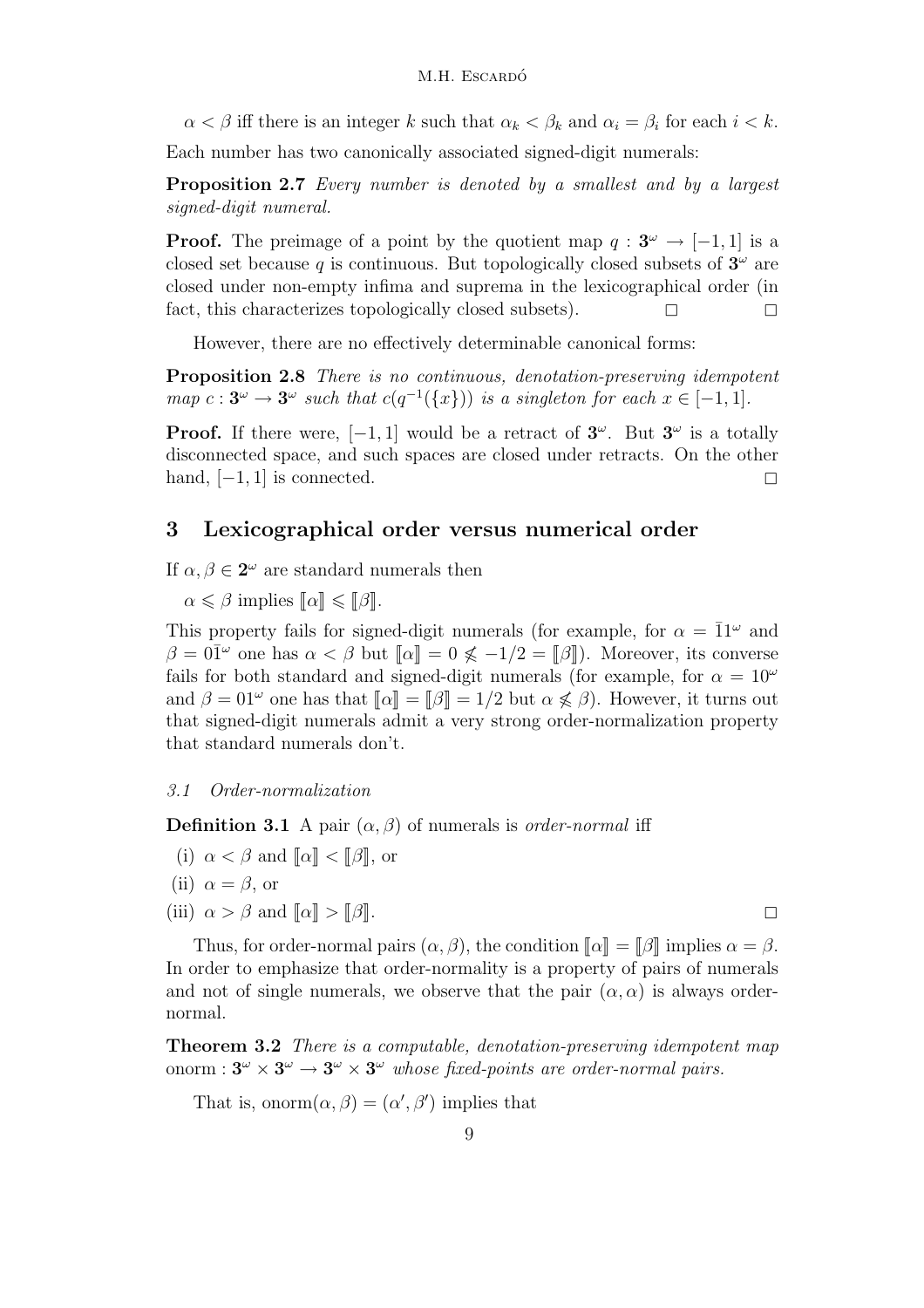$\alpha < \beta$ iff there is an integer $k$ such that $\alpha_k < \beta_k$ and $\alpha_i = \beta_i$ for each $i < k$.

Each number has two canonically associated signed-digit numerals:

**Proposition 2.7** *Every number is denoted by a smallest and by a largest signed-digit numeral.*

**Proof.** The preimage of a point by the quotient map $q : \mathbf{3}^\omega \to [-1, 1]$ is a closed set because $q$ is continuous. But topologically closed subsets of $\mathbf{3}^\omega$ are closed under non-empty infima and suprema in the lexicographical order (in fact, this characterizes topologically closed subsets). □ □

However, there are no effectively determinable canonical forms:

**Proposition 2.8** *There is no continuous, denotation-preserving idempotent map $c : \mathbf{3}^\omega \to \mathbf{3}^\omega$ such that $c(q^{-1}(\{x\}))$ is a singleton for each $x \in [-1, 1]$.*

**Proof.** If there were, $[-1, 1]$ would be a retract of $\mathbf{3}^\omega$. But $\mathbf{3}^\omega$ is a totally disconnected space, and such spaces are closed under retracts. On the other hand, $[-1, 1]$ is connected. □

## 3 Lexicographical order versus numerical order

If $\alpha, \beta \in \mathbf{2}^\omega$ are standard numerals then

$\alpha \leqslant \beta$ implies $[\![\alpha]\!] \leqslant [\![\beta]\!]$.

This property fails for signed-digit numerals (for example, for $\alpha = \bar{1}1^\omega$ and $\beta = 0\bar{1}^\omega$ one has $\alpha < \beta$ but $[\![\alpha]\!] = 0 \not\leqslant -1/2 = [\![\beta]\!]$). Moreover, its converse fails for both standard and signed-digit numerals (for example, for $\alpha = 10^\omega$ and $\beta = 01^\omega$ one has that $[\![\alpha]\!] = [\![\beta]\!] = 1/2$ but $\alpha \not\leqslant \beta$). However, it turns out that signed-digit numerals admit a very strong order-normalization property that standard numerals don't.

### 3.1 Order-normalization

**Definition 3.1** A pair $(\alpha, \beta)$ of numerals is *order-normal* iff

(i) $\alpha < \beta$ and $[\![\alpha]\!] < [\![\beta]\!]$, or

(ii) $\alpha = \beta$, or

(iii) $\alpha > \beta$ and $[\![\alpha]\!] > [\![\beta]\!]$. □

Thus, for order-normal pairs $(\alpha, \beta)$, the condition $[\![\alpha]\!] = [\![\beta]\!]$ implies $\alpha = \beta$. In order to emphasize that order-normality is a property of pairs of numerals and not of single numerals, we observe that the pair $(\alpha, \alpha)$ is always order-normal.

**Theorem 3.2** *There is a computable, denotation-preserving idempotent map* $\mathrm{onorm} : \mathbf{3}^\omega \times \mathbf{3}^\omega \to \mathbf{3}^\omega \times \mathbf{3}^\omega$ *whose fixed-points are order-normal pairs.*

That is, $\mathrm{onorm}(\alpha, \beta) = (\alpha', \beta')$ implies that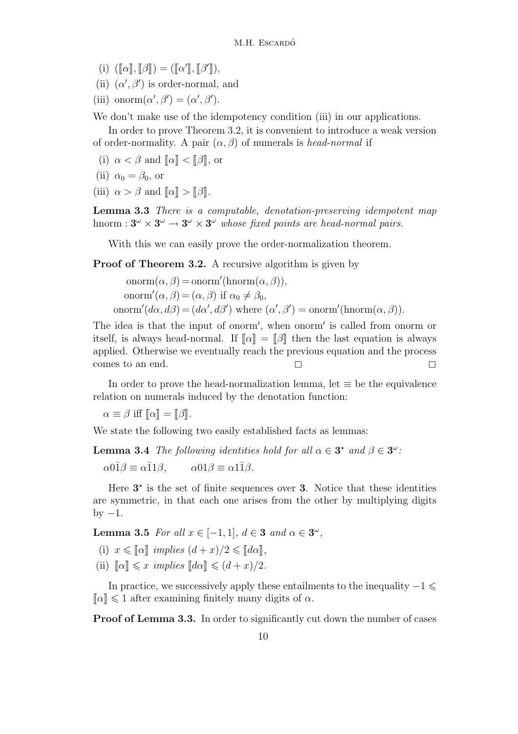(i) $([\![\alpha]\!], [\![\beta]\!]) = ([\![\alpha']\!], [\![\beta']\!])$,

(ii) $(\alpha', \beta')$ is order-normal, and

(iii) $\text{onorm}(\alpha', \beta') = (\alpha', \beta')$.

We don't make use of the idempotency condition (iii) in our applications.

In order to prove Theorem 3.2, it is convenient to introduce a weak version of order-normality. A pair $(\alpha, \beta)$ of numerals is *head-normal* if

(i) $\alpha < \beta$ and $[\![\alpha]\!] < [\![\beta]\!]$, or

(ii) $\alpha_0 = \beta_0$, or

(iii) $\alpha > \beta$ and $[\![\alpha]\!] > [\![\beta]\!]$.

**Lemma 3.3** *There is a computable, denotation-preserving idempotent map* $\text{hnorm} : \mathbf{3}^\omega \times \mathbf{3}^\omega \to \mathbf{3}^\omega \times \mathbf{3}^\omega$ *whose fixed points are head-normal pairs.*

With this we can easily prove the order-normalization theorem.

**Proof of Theorem 3.2.** A recursive algorithm is given by

$$
\begin{aligned}
\text{onorm}(\alpha, \beta) &= \text{onorm}'(\text{hnorm}(\alpha, \beta)),\\
\text{onorm}'(\alpha, \beta) &= (\alpha, \beta) \text{ if } \alpha_0 \neq \beta_0,\\
\text{onorm}'(d\alpha, d\beta) &= (d\alpha', d\beta') \text{ where } (\alpha', \beta') = \text{onorm}'(\text{hnorm}(\alpha, \beta)).
\end{aligned}
$$

The idea is that the input of onorm′, when onorm′ is called from onorm or itself, is always head-normal. If $[\![\alpha]\!] = [\![\beta]\!]$ then the last equation is always applied. Otherwise we eventually reach the previous equation and the process comes to an end. □ □

In order to prove the head-normalization lemma, let $\equiv$ be the equivalence relation on numerals induced by the denotation function:

$\alpha \equiv \beta$ iff $[\![\alpha]\!] = [\![\beta]\!]$.

We state the following two easily established facts as lemmas:

**Lemma 3.4** *The following identities hold for all* $\alpha \in \mathbf{3}^\star$ *and* $\beta \in \mathbf{3}^\omega$*:*

$$\alpha 0 \bar{1} \beta \equiv \alpha \bar{1} 1 \beta, \qquad \alpha 0 1 \beta \equiv \alpha 1 \bar{1} \beta.$$

Here $\mathbf{3}^\star$ is the set of finite sequences over $\mathbf{3}$. Notice that these identities are symmetric, in that each one arises from the other by multiplying digits by $-1$.

**Lemma 3.5** *For all* $x \in [-1, 1]$*,* $d \in \mathbf{3}$ *and* $\alpha \in \mathbf{3}^\omega$*,*

(i) $x \leqslant [\![\alpha]\!]$ *implies* $(d + x)/2 \leqslant [\![d\alpha]\!]$*,*

(ii) $[\![\alpha]\!] \leqslant x$ *implies* $[\![d\alpha]\!] \leqslant (d + x)/2$*.*

In practice, we successively apply these entailments to the inequality $-1 \leqslant [\![\alpha]\!] \leqslant 1$ after examining finitely many digits of $\alpha$.

**Proof of Lemma 3.3.** In order to significantly cut down the number of cases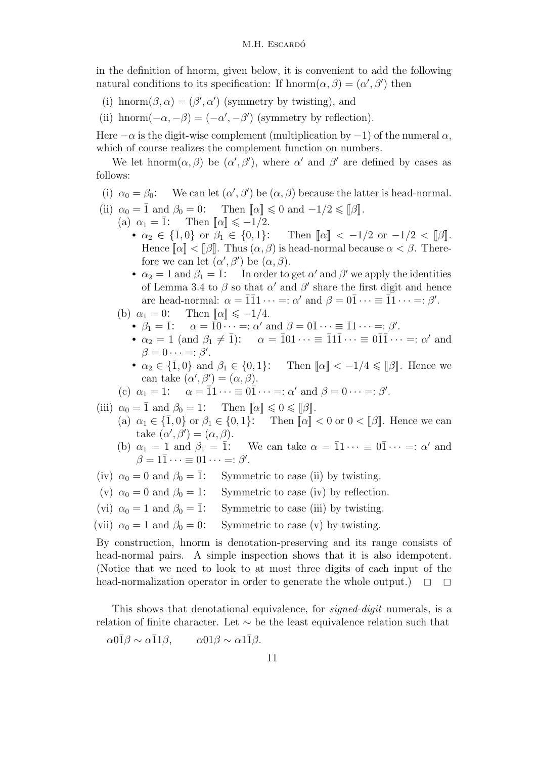in the definition of hnorm, given below, it is convenient to add the following natural conditions to its specification: If $\mathrm{hnorm}(\alpha, \beta) = (\alpha', \beta')$ then

(i) $\mathrm{hnorm}(\beta, \alpha) = (\beta', \alpha')$ (symmetry by twisting), and

(ii) $\mathrm{hnorm}(-\alpha, -\beta) = (-\alpha', -\beta')$ (symmetry by reflection).

Here $-\alpha$ is the digit-wise complement (multiplication by $-1$) of the numeral $\alpha$, which of course realizes the complement function on numbers.

We let $\mathrm{hnorm}(\alpha, \beta)$ be $(\alpha', \beta')$, where $\alpha'$ and $\beta'$ are defined by cases as follows:

(i) $\alpha_0 = \beta_0$: We can let $(\alpha', \beta')$ be $(\alpha, \beta)$ because the latter is head-normal.

(ii) $\alpha_0 = \bar{1}$ and $\beta_0 = 0$: Then $[\![\alpha]\!] \leqslant 0$ and $-1/2 \leqslant [\![\beta]\!]$.

  (a) $\alpha_1 = \bar{1}$: Then $[\![\alpha]\!] \leqslant -1/2$.
  - $\alpha_2 \in \{\bar{1}, 0\}$ or $\beta_1 \in \{0, 1\}$: Then $[\![\alpha]\!] < -1/2$ or $-1/2 < [\![\beta]\!]$. Hence $[\![\alpha]\!] < [\![\beta]\!]$. Thus $(\alpha, \beta)$ is head-normal because $\alpha < \beta$. Therefore we can let $(\alpha', \beta')$ be $(\alpha, \beta)$.
  - $\alpha_2 = 1$ and $\beta_1 = \bar{1}$: In order to get $\alpha'$ and $\beta'$ we apply the identities of Lemma 3.4 to $\beta$ so that $\alpha'$ and $\beta'$ share the first digit and hence are head-normal: $\alpha = \bar{1}\bar{1}1 \cdots =: \alpha'$ and $\beta = 0\bar{1} \cdots \equiv \bar{1}1 \cdots =: \beta'$.

  (b) $\alpha_1 = 0$: Then $[\![\alpha]\!] \leqslant -1/4$.
  - $\beta_1 = \bar{1}$: $\alpha = \bar{1}0 \cdots =: \alpha'$ and $\beta = 0\bar{1} \cdots \equiv \bar{1}1 \cdots =: \beta'$.
  - $\alpha_2 = 1$ (and $\beta_1 \neq \bar{1}$): $\alpha = \bar{1}01 \cdots \equiv \bar{1}1\bar{1} \cdots \equiv 0\bar{1}\bar{1} \cdots =: \alpha'$ and $\beta = 0 \cdots =: \beta'$.
  - $\alpha_2 \in \{\bar{1}, 0\}$ and $\beta_1 \in \{0, 1\}$: Then $[\![\alpha]\!] < -1/4 \leqslant [\![\beta]\!]$. Hence we can take $(\alpha', \beta') = (\alpha, \beta)$.

  (c) $\alpha_1 = 1$: $\alpha = \bar{1}1 \cdots \equiv 0\bar{1} \cdots =: \alpha'$ and $\beta = 0 \cdots =: \beta'$.

(iii) $\alpha_0 = \bar{1}$ and $\beta_0 = 1$: Then $[\![\alpha]\!] \leqslant 0 \leqslant [\![\beta]\!]$.

  (a) $\alpha_1 \in \{\bar{1}, 0\}$ or $\beta_1 \in \{0, 1\}$: Then $[\![\alpha]\!] < 0$ or $0 < [\![\beta]\!]$. Hence we can take $(\alpha', \beta') = (\alpha, \beta)$.

  (b) $\alpha_1 = 1$ and $\beta_1 = \bar{1}$: We can take $\alpha = \bar{1}1 \cdots \equiv 0\bar{1} \cdots =: \alpha'$ and $\beta = 1\bar{1} \cdots \equiv 01 \cdots =: \beta'$.

(iv) $\alpha_0 = 0$ and $\beta_0 = \bar{1}$: Symmetric to case (ii) by twisting.

(v) $\alpha_0 = 0$ and $\beta_0 = 1$: Symmetric to case (iv) by reflection.

(vi) $\alpha_0 = 1$ and $\beta_0 = \bar{1}$: Symmetric to case (iii) by twisting.

(vii) $\alpha_0 = 1$ and $\beta_0 = 0$: Symmetric to case (v) by twisting.

By construction, hnorm is denotation-preserving and its range consists of head-normal pairs. A simple inspection shows that it is also idempotent. (Notice that we need to look to at most three digits of each input of the head-normalization operator in order to generate the whole output.) □ □

This shows that denotational equivalence, for *signed-digit* numerals, is a relation of finite character. Let $\sim$ be the least equivalence relation such that

$$\alpha 0 \bar{1} \beta \sim \alpha \bar{1} 1 \beta, \qquad \alpha 0 1 \beta \sim \alpha 1 \bar{1} \beta.$$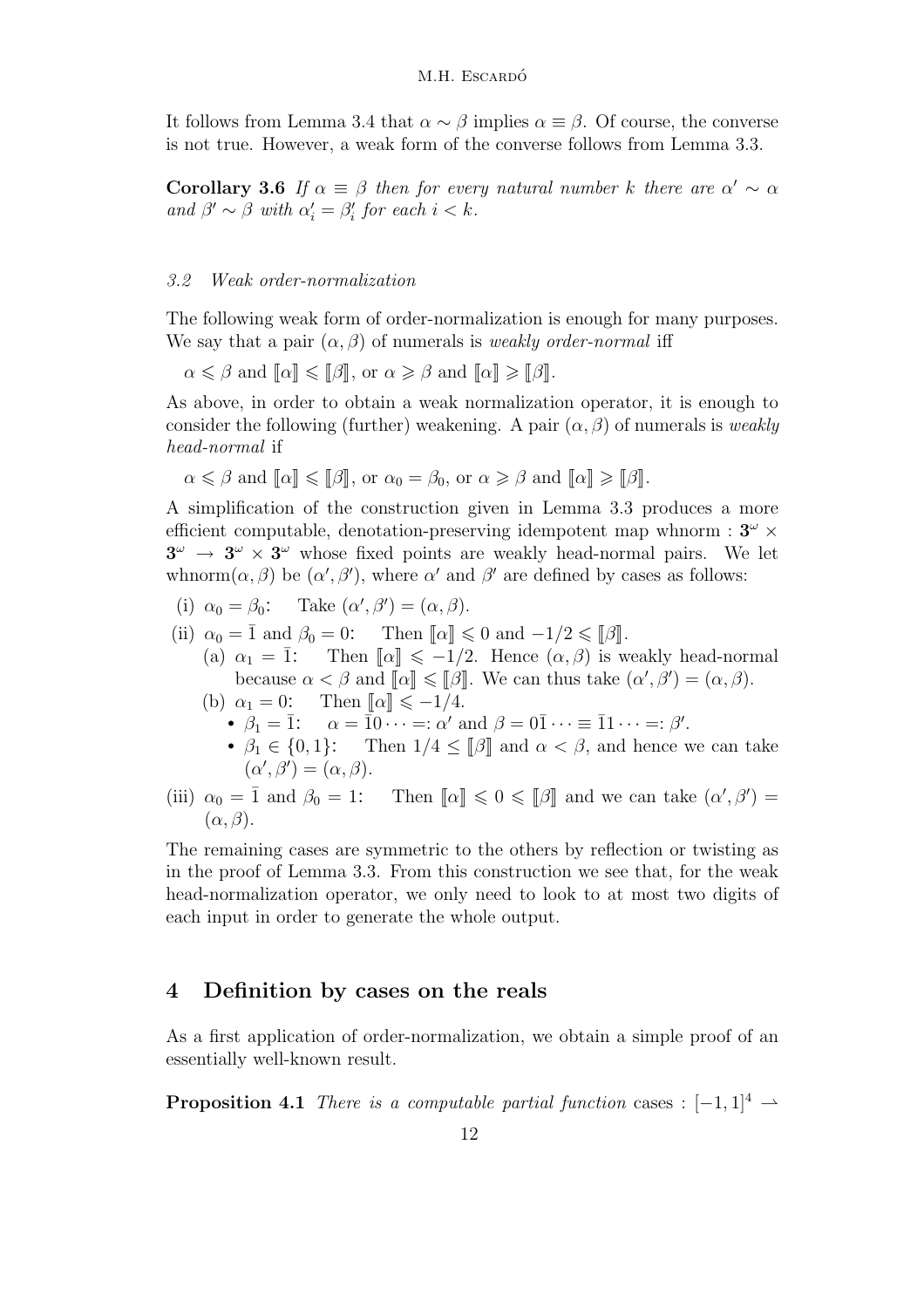It follows from Lemma 3.4 that $\alpha \sim \beta$ implies $\alpha \equiv \beta$. Of course, the converse is not true. However, a weak form of the converse follows from Lemma 3.3.

**Corollary 3.6** *If $\alpha \equiv \beta$ then for every natural number $k$ there are $\alpha' \sim \alpha$ and $\beta' \sim \beta$ with $\alpha'_i = \beta'_i$ for each $i < k$.*

### *3.2 Weak order-normalization*

The following weak form of order-normalization is enough for many purposes. We say that a pair $(\alpha, \beta)$ of numerals is *weakly order-normal* iff

$\alpha \leqslant \beta$ and $[\![\alpha]\!] \leqslant [\![\beta]\!]$, or $\alpha \geqslant \beta$ and $[\![\alpha]\!] \geqslant [\![\beta]\!]$.

As above, in order to obtain a weak normalization operator, it is enough to consider the following (further) weakening. A pair $(\alpha, \beta)$ of numerals is *weakly head-normal* if

$\alpha \leqslant \beta$ and $[\![\alpha]\!] \leqslant [\![\beta]\!]$, or $\alpha_0 = \beta_0$, or $\alpha \geqslant \beta$ and $[\![\alpha]\!] \geqslant [\![\beta]\!]$.

A simplification of the construction given in Lemma 3.3 produces a more efficient computable, denotation-preserving idempotent map whnorm : $\mathbf{3}^\omega \times \mathbf{3}^\omega \to \mathbf{3}^\omega \times \mathbf{3}^\omega$ whose fixed points are weakly head-normal pairs. We let whnorm$(\alpha, \beta)$ be $(\alpha', \beta')$, where $\alpha'$ and $\beta'$ are defined by cases as follows:

- (i) $\alpha_0 = \beta_0$: Take $(\alpha', \beta') = (\alpha, \beta)$.
- (ii) $\alpha_0 = \bar{1}$ and $\beta_0 = 0$: Then $[\![\alpha]\!] \leqslant 0$ and $-1/2 \leqslant [\![\beta]\!]$.
  - (a) $\alpha_1 = \bar{1}$: Then $[\![\alpha]\!] \leqslant -1/2$. Hence $(\alpha, \beta)$ is weakly head-normal because $\alpha < \beta$ and $[\![\alpha]\!] \leqslant [\![\beta]\!]$. We can thus take $(\alpha', \beta') = (\alpha, \beta)$.
  - (b) $\alpha_1 = 0$: Then $[\![\alpha]\!] \leqslant -1/4$.
    - $\beta_1 = \bar{1}$: $\alpha = \bar{1}0 \cdots =: \alpha'$ and $\beta = 0\bar{1} \cdots \equiv \bar{1}1 \cdots =: \beta'$.
    - $\beta_1 \in \{0, 1\}$: Then $1/4 \leq [\![\beta]\!]$ and $\alpha < \beta$, and hence we can take $(\alpha', \beta') = (\alpha, \beta)$.
- (iii) $\alpha_0 = \bar{1}$ and $\beta_0 = 1$: Then $[\![\alpha]\!] \leqslant 0 \leqslant [\![\beta]\!]$ and we can take $(\alpha', \beta') = (\alpha, \beta)$.

The remaining cases are symmetric to the others by reflection or twisting as in the proof of Lemma 3.3. From this construction we see that, for the weak head-normalization operator, we only need to look to at most two digits of each input in order to generate the whole output.

## 4 Definition by cases on the reals

As a first application of order-normalization, we obtain a simple proof of an essentially well-known result.

**Proposition 4.1** *There is a computable partial function* cases : $[-1, 1]^4 \rightharpoonup$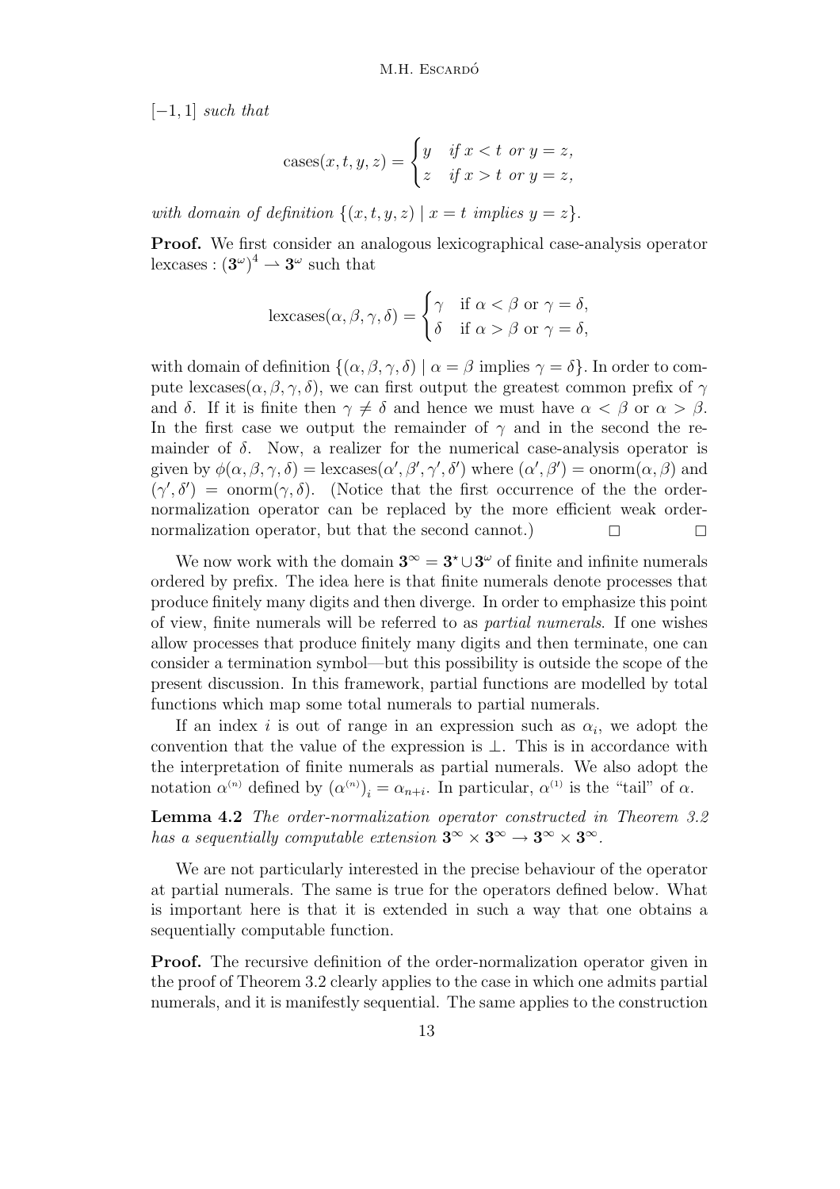$[-1, 1]$ *such that*

$$\text{cases}(x, t, y, z) = \begin{cases} y & \text{if } x < t \text{ or } y = z, \\ z & \text{if } x > t \text{ or } y = z, \end{cases}$$

*with domain of definition* $\{(x, t, y, z) \mid x = t \text{ implies } y = z\}$.

**Proof.** We first consider an analogous lexicographical case-analysis operator $\text{lexcases} : (\mathbf{3}^\omega)^4 \rightharpoonup \mathbf{3}^\omega$ such that

$$\text{lexcases}(\alpha, \beta, \gamma, \delta) = \begin{cases} \gamma & \text{if } \alpha < \beta \text{ or } \gamma = \delta, \\ \delta & \text{if } \alpha > \beta \text{ or } \gamma = \delta, \end{cases}$$

with domain of definition $\{(\alpha, \beta, \gamma, \delta) \mid \alpha = \beta \text{ implies } \gamma = \delta\}$. In order to compute $\text{lexcases}(\alpha, \beta, \gamma, \delta)$, we can first output the greatest common prefix of $\gamma$ and $\delta$. If it is finite then $\gamma \neq \delta$ and hence we must have $\alpha < \beta$ or $\alpha > \beta$. In the first case we output the remainder of $\gamma$ and in the second the remainder of $\delta$. Now, a realizer for the numerical case-analysis operator is given by $\phi(\alpha, \beta, \gamma, \delta) = \text{lexcases}(\alpha', \beta', \gamma', \delta')$ where $(\alpha', \beta') = \text{onorm}(\alpha, \beta)$ and $(\gamma', \delta') = \text{onorm}(\gamma, \delta)$. (Notice that the first occurrence of the the order-normalization operator can be replaced by the more efficient weak order-normalization operator, but that the second cannot.) □ □

We now work with the domain $\mathbf{3}^\infty = \mathbf{3}^\star \cup \mathbf{3}^\omega$ of finite and infinite numerals ordered by prefix. The idea here is that finite numerals denote processes that produce finitely many digits and then diverge. In order to emphasize this point of view, finite numerals will be referred to as *partial numerals*. If one wishes allow processes that produce finitely many digits and then terminate, one can consider a termination symbol—but this possibility is outside the scope of the present discussion. In this framework, partial functions are modelled by total functions which map some total numerals to partial numerals.

If an index $i$ is out of range in an expression such as $\alpha_i$, we adopt the convention that the value of the expression is $\perp$. This is in accordance with the interpretation of finite numerals as partial numerals. We also adopt the notation $\alpha^{(n)}$ defined by $(\alpha^{(n)})_i = \alpha_{n+i}$. In particular, $\alpha^{(1)}$ is the "tail" of $\alpha$.

**Lemma 4.2** *The order-normalization operator constructed in Theorem 3.2 has a sequentially computable extension* $\mathbf{3}^\infty \times \mathbf{3}^\infty \to \mathbf{3}^\infty \times \mathbf{3}^\infty$.

We are not particularly interested in the precise behaviour of the operator at partial numerals. The same is true for the operators defined below. What is important here is that it is extended in such a way that one obtains a sequentially computable function.

**Proof.** The recursive definition of the order-normalization operator given in the proof of Theorem 3.2 clearly applies to the case in which one admits partial numerals, and it is manifestly sequential. The same applies to the construction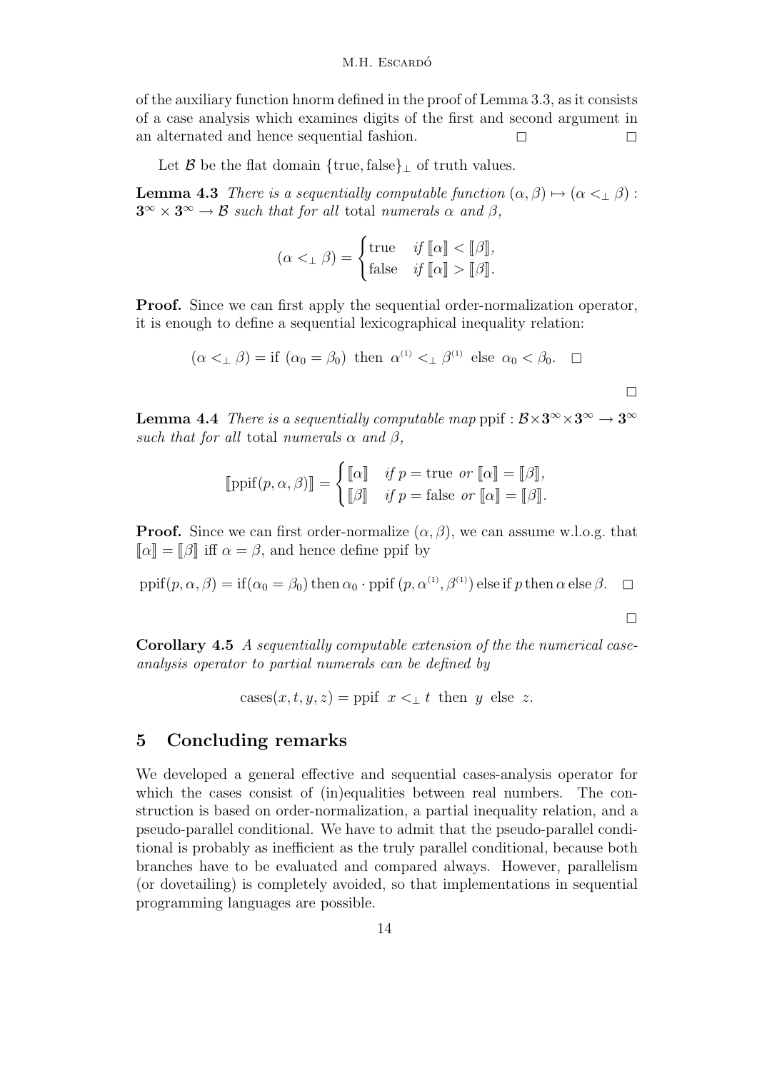of the auxiliary function hnorm defined in the proof of Lemma 3.3, as it consists of a case analysis which examines digits of the first and second argument in an alternated and hence sequential fashion. □ □

Let $\mathcal{B}$ be the flat domain $\{\text{true}, \text{false}\}_\perp$ of truth values.

**Lemma 4.3** *There is a sequentially computable function* $(\alpha, \beta) \mapsto (\alpha <_\perp \beta) : \mathbf{3}^\infty \times \mathbf{3}^\infty \to \mathcal{B}$ *such that for all* total *numerals* $\alpha$ *and* $\beta$*,*

$$(\alpha <_\perp \beta) = \begin{cases} \text{true} & \textit{if } [\![\alpha]\!] < [\![\beta]\!], \\ \text{false} & \textit{if } [\![\alpha]\!] > [\![\beta]\!]. \end{cases}$$

**Proof.** Since we can first apply the sequential order-normalization operator, it is enough to define a sequential lexicographical inequality relation:

$$(\alpha <_\perp \beta) = \text{if } (\alpha_0 = \beta_0) \text{ then } \alpha^{(1)} <_\perp \beta^{(1)} \text{ else } \alpha_0 < \beta_0. \quad \square$$

□

**Lemma 4.4** *There is a sequentially computable map* $\text{ppif} : \mathcal{B} \times \mathbf{3}^\infty \times \mathbf{3}^\infty \to \mathbf{3}^\infty$ *such that for all* total *numerals* $\alpha$ *and* $\beta$*,*

$$[\![\text{ppif}(p, \alpha, \beta)]\!] = \begin{cases} [\![\alpha]\!] & \textit{if } p = \text{true } \textit{or } [\![\alpha]\!] = [\![\beta]\!], \\ [\![\beta]\!] & \textit{if } p = \text{false } \textit{or } [\![\alpha]\!] = [\![\beta]\!]. \end{cases}$$

**Proof.** Since we can first order-normalize $(\alpha, \beta)$, we can assume w.l.o.g. that $[\![\alpha]\!] = [\![\beta]\!]$ iff $\alpha = \beta$, and hence define ppif by

$$\text{ppif}(p, \alpha, \beta) = \text{if}(\alpha_0 = \beta_0) \,\text{then}\, \alpha_0 \cdot \text{ppif}\,(p, \alpha^{(1)}, \beta^{(1)}) \,\text{else if}\, p \,\text{then}\, \alpha \,\text{else}\, \beta. \quad \square$$

□

**Corollary 4.5** *A sequentially computable extension of the the numerical case-analysis operator to partial numerals can be defined by*

$$\text{cases}(x, t, y, z) = \text{ppif } \ x <_\perp t \ \text{ then } \ y \ \text{ else } \ z.$$

## 5 Concluding remarks

We developed a general effective and sequential cases-analysis operator for which the cases consist of (in)equalities between real numbers. The construction is based on order-normalization, a partial inequality relation, and a pseudo-parallel conditional. We have to admit that the pseudo-parallel conditional is probably as inefficient as the truly parallel conditional, because both branches have to be evaluated and compared always. However, parallelism (or dovetailing) is completely avoided, so that implementations in sequential programming languages are possible.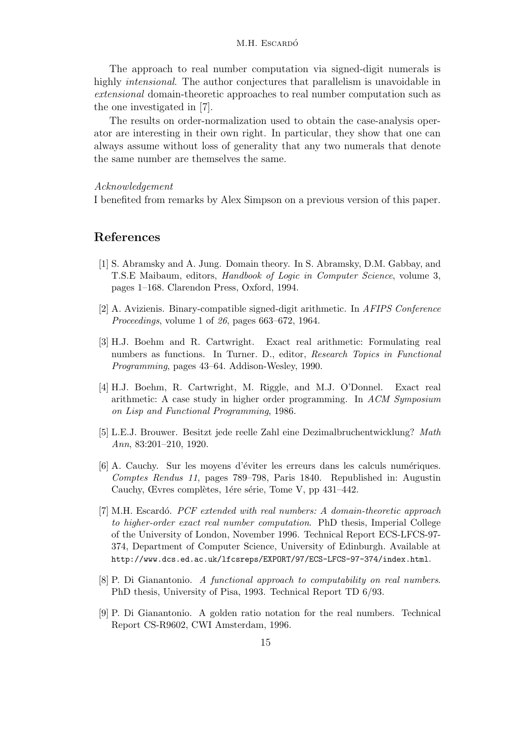The approach to real number computation via signed-digit numerals is highly *intensional*. The author conjectures that parallelism is unavoidable in *extensional* domain-theoretic approaches to real number computation such as the one investigated in [7].

The results on order-normalization used to obtain the case-analysis operator are interesting in their own right. In particular, they show that one can always assume without loss of generality that any two numerals that denote the same number are themselves the same.

*Acknowledgement*
I benefited from remarks by Alex Simpson on a previous version of this paper.

## References

[1] S. Abramsky and A. Jung. Domain theory. In S. Abramsky, D.M. Gabbay, and T.S.E Maibaum, editors, *Handbook of Logic in Computer Science*, volume 3, pages 1–168. Clarendon Press, Oxford, 1994.

[2] A. Avizienis. Binary-compatible signed-digit arithmetic. In *AFIPS Conference Proceedings*, volume 1 of *26*, pages 663–672, 1964.

[3] H.J. Boehm and R. Cartwright. Exact real arithmetic: Formulating real numbers as functions. In Turner. D., editor, *Research Topics in Functional Programming*, pages 43–64. Addison-Wesley, 1990.

[4] H.J. Boehm, R. Cartwright, M. Riggle, and M.J. O'Donnel. Exact real arithmetic: A case study in higher order programming. In *ACM Symposium on Lisp and Functional Programming*, 1986.

[5] L.E.J. Brouwer. Besitzt jede reelle Zahl eine Dezimalbruchentwicklung? *Math Ann*, 83:201–210, 1920.

[6] A. Cauchy. Sur les moyens d'éviter les erreurs dans les calculs numériques. *Comptes Rendus 11*, pages 789–798, Paris 1840. Republished in: Augustin Cauchy, Œvres complètes, 1ére série, Tome V, pp 431–442.

[7] M.H. Escardó. *PCF extended with real numbers: A domain-theoretic approach to higher-order exact real number computation*. PhD thesis, Imperial College of the University of London, November 1996. Technical Report ECS-LFCS-97-374, Department of Computer Science, University of Edinburgh. Available at http://www.dcs.ed.ac.uk/lfcsreps/EXPORT/97/ECS-LFCS-97-374/index.html.

[8] P. Di Gianantonio. *A functional approach to computability on real numbers*. PhD thesis, University of Pisa, 1993. Technical Report TD 6/93.

[9] P. Di Gianantonio. A golden ratio notation for the real numbers. Technical Report CS-R9602, CWI Amsterdam, 1996.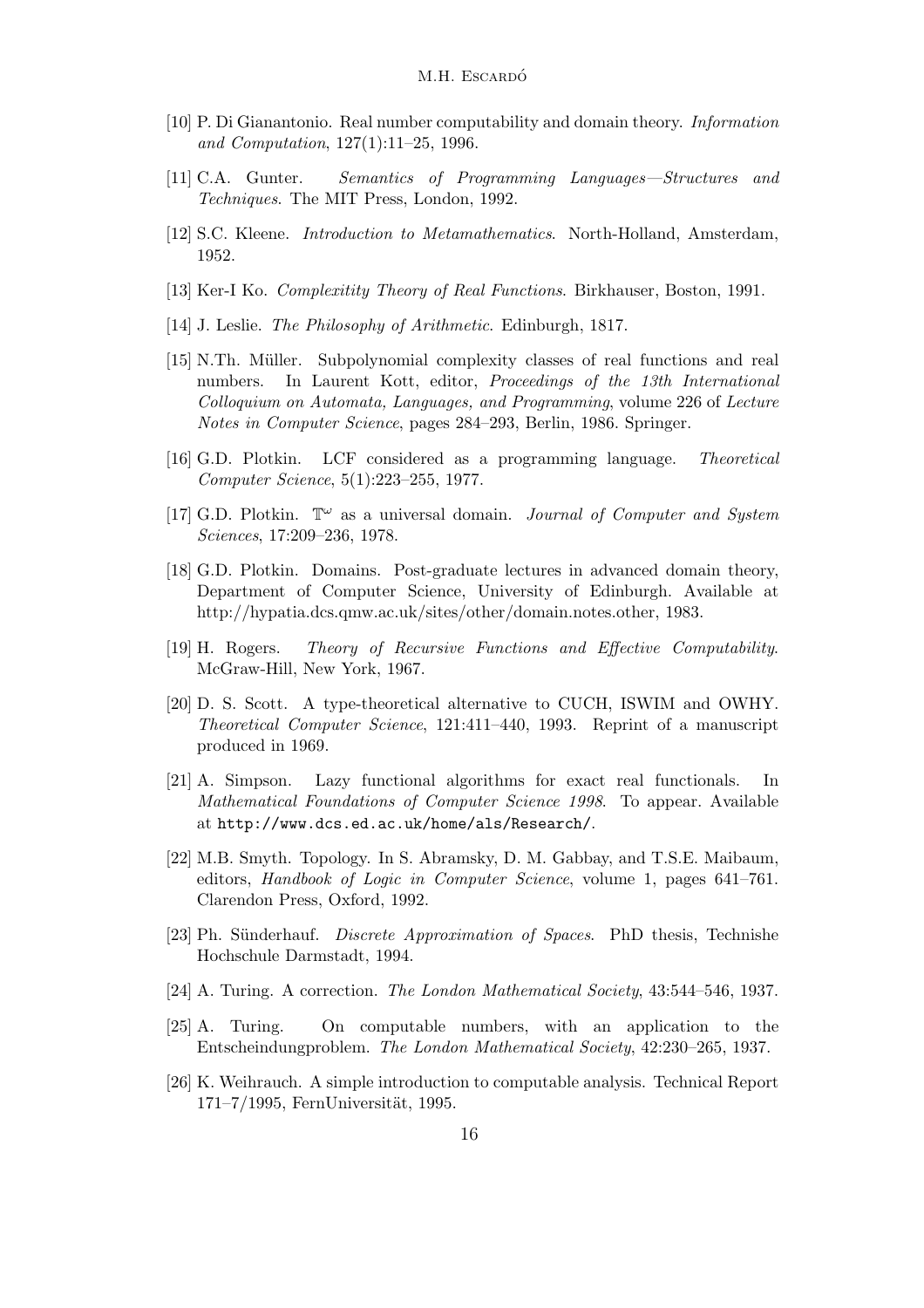[10] P. Di Gianantonio. Real number computability and domain theory. *Information and Computation*, 127(1):11–25, 1996.

[11] C.A. Gunter. *Semantics of Programming Languages—Structures and Techniques*. The MIT Press, London, 1992.

[12] S.C. Kleene. *Introduction to Metamathematics*. North-Holland, Amsterdam, 1952.

[13] Ker-I Ko. *Complexitity Theory of Real Functions.* Birkhauser, Boston, 1991.

[14] J. Leslie. *The Philosophy of Arithmetic*. Edinburgh, 1817.

[15] N.Th. Müller. Subpolynomial complexity classes of real functions and real numbers. In Laurent Kott, editor, *Proceedings of the 13th International Colloquium on Automata, Languages, and Programming*, volume 226 of *Lecture Notes in Computer Science*, pages 284–293, Berlin, 1986. Springer.

[16] G.D. Plotkin. LCF considered as a programming language. *Theoretical Computer Science*, 5(1):223–255, 1977.

[17] G.D. Plotkin. $\mathbb{T}^\omega$ as a universal domain. *Journal of Computer and System Sciences*, 17:209–236, 1978.

[18] G.D. Plotkin. Domains. Post-graduate lectures in advanced domain theory, Department of Computer Science, University of Edinburgh. Available at http://hypatia.dcs.qmw.ac.uk/sites/other/domain.notes.other, 1983.

[19] H. Rogers. *Theory of Recursive Functions and Effective Computability*. McGraw-Hill, New York, 1967.

[20] D. S. Scott. A type-theoretical alternative to CUCH, ISWIM and OWHY. *Theoretical Computer Science*, 121:411–440, 1993. Reprint of a manuscript produced in 1969.

[21] A. Simpson. Lazy functional algorithms for exact real functionals. In *Mathematical Foundations of Computer Science 1998*. To appear. Available at `http://www.dcs.ed.ac.uk/home/als/Research/`.

[22] M.B. Smyth. Topology. In S. Abramsky, D. M. Gabbay, and T.S.E. Maibaum, editors, *Handbook of Logic in Computer Science*, volume 1, pages 641–761. Clarendon Press, Oxford, 1992.

[23] Ph. Sünderhauf. *Discrete Approximation of Spaces*. PhD thesis, Technishe Hochschule Darmstadt, 1994.

[24] A. Turing. A correction. *The London Mathematical Society*, 43:544–546, 1937.

[25] A. Turing. On computable numbers, with an application to the Entscheindungproblem. *The London Mathematical Society*, 42:230–265, 1937.

[26] K. Weihrauch. A simple introduction to computable analysis. Technical Report 171–7/1995, FernUniversität, 1995.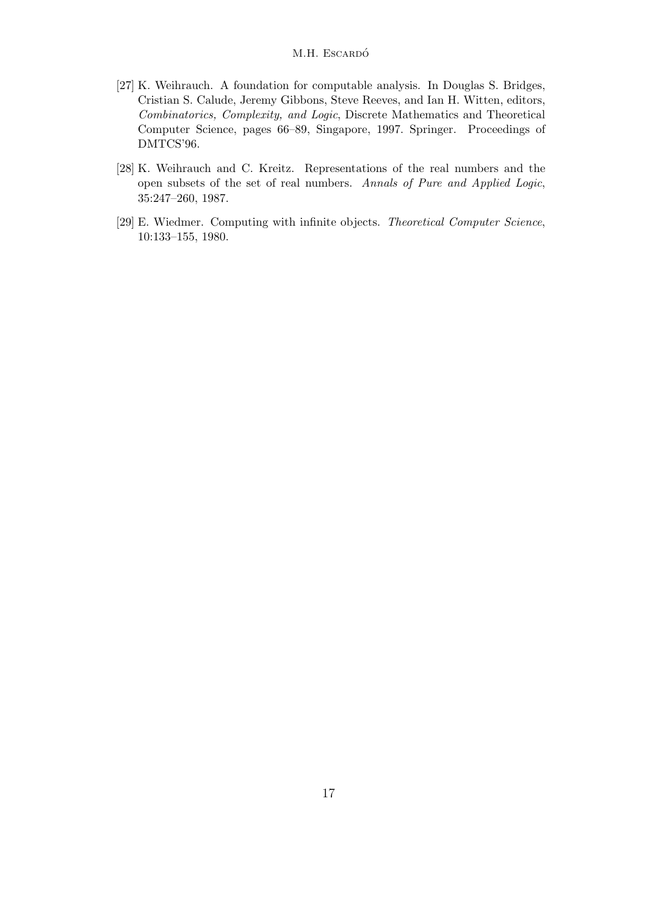[27] K. Weihrauch. A foundation for computable analysis. In Douglas S. Bridges, Cristian S. Calude, Jeremy Gibbons, Steve Reeves, and Ian H. Witten, editors, *Combinatorics, Complexity, and Logic*, Discrete Mathematics and Theoretical Computer Science, pages 66–89, Singapore, 1997. Springer. Proceedings of DMTCS'96.

[28] K. Weihrauch and C. Kreitz. Representations of the real numbers and the open subsets of the set of real numbers. *Annals of Pure and Applied Logic*, 35:247–260, 1987.

[29] E. Wiedmer. Computing with infinite objects. *Theoretical Computer Science*, 10:133–155, 1980.